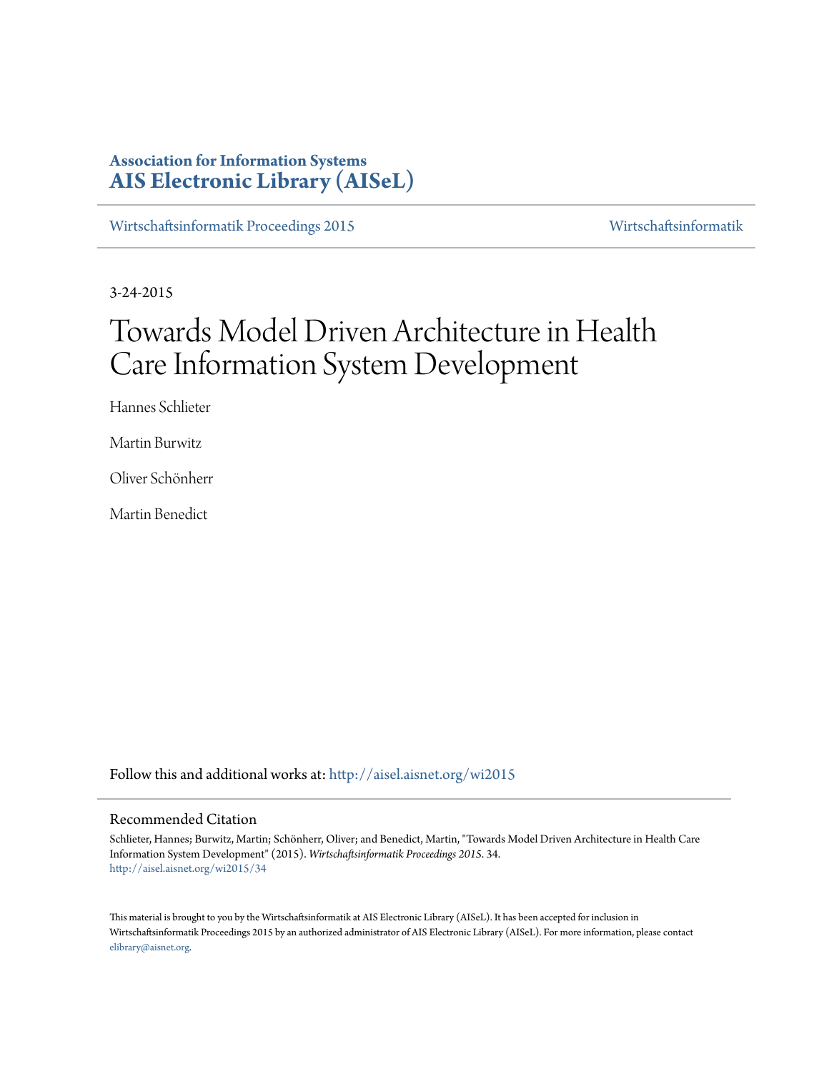**Association for Information Systems**
**AIS Electronic Library (AISeL)**

Wirtschaftsinformatik Proceedings 2015 | Wirtschaftsinformatik

3-24-2015

# Towards Model Driven Architecture in Health Care Information System Development

Hannes Schlieter

Martin Burwitz

Oliver Schönherr

Martin Benedict

Follow this and additional works at: http://aisel.aisnet.org/wi2015

## Recommended Citation

Schlieter, Hannes; Burwitz, Martin; Schönherr, Oliver; and Benedict, Martin, "Towards Model Driven Architecture in Health Care Information System Development" (2015). *Wirtschaftsinformatik Proceedings 2015*. 34.
http://aisel.aisnet.org/wi2015/34

This material is brought to you by the Wirtschaftsinformatik at AIS Electronic Library (AISeL). It has been accepted for inclusion in Wirtschaftsinformatik Proceedings 2015 by an authorized administrator of AIS Electronic Library (AISeL). For more information, please contact elibrary@aisnet.org.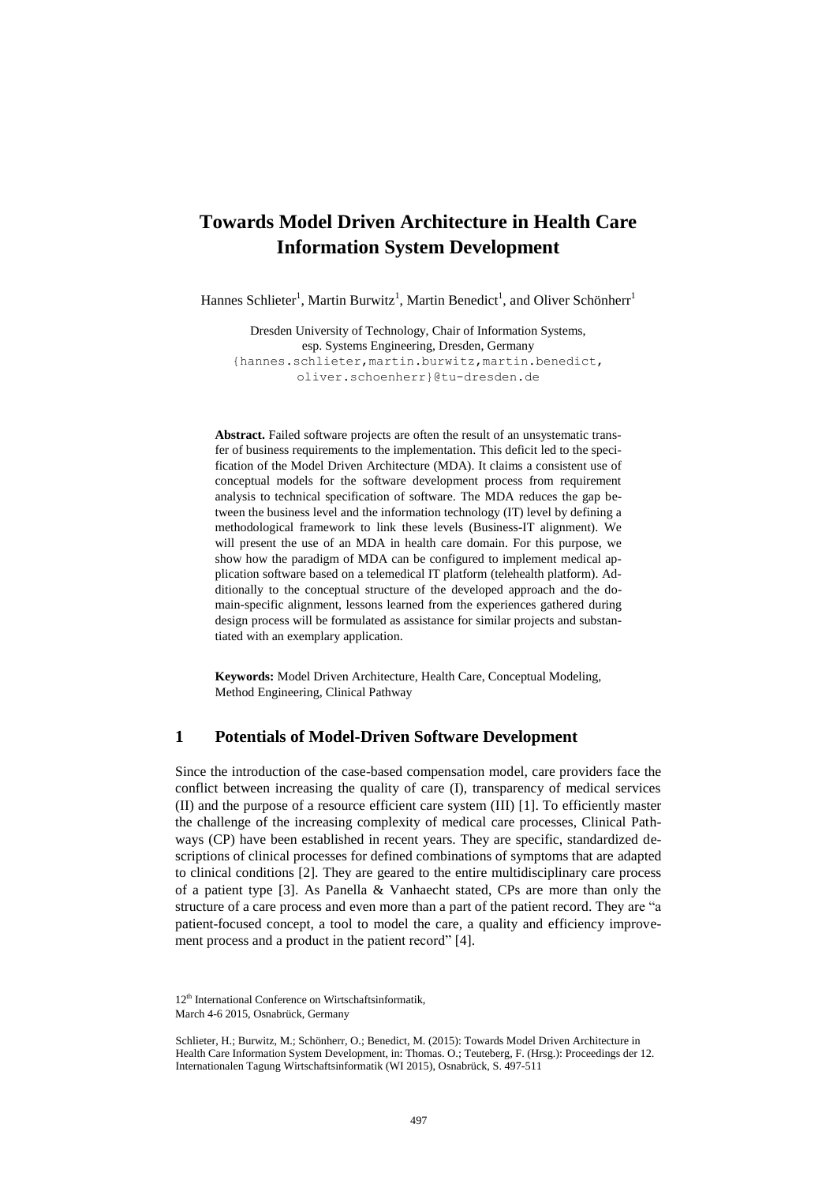# Towards Model Driven Architecture in Health Care Information System Development

Hannes Schlieter[1], Martin Burwitz[1], Martin Benedict[1], and Oliver Schönherr[1]

Dresden University of Technology, Chair of Information Systems, esp. Systems Engineering, Dresden, Germany
{hannes.schlieter,martin.burwitz,martin.benedict, oliver.schoenherr}@tu-dresden.de

**Abstract.** Failed software projects are often the result of an unsystematic transfer of business requirements to the implementation. This deficit led to the specification of the Model Driven Architecture (MDA). It claims a consistent use of conceptual models for the software development process from requirement analysis to technical specification of software. The MDA reduces the gap between the business level and the information technology (IT) level by defining a methodological framework to link these levels (Business-IT alignment). We will present the use of an MDA in health care domain. For this purpose, we show how the paradigm of MDA can be configured to implement medical application software based on a telemedical IT platform (telehealth platform). Additionally to the conceptual structure of the developed approach and the domain-specific alignment, lessons learned from the experiences gathered during design process will be formulated as assistance for similar projects and substantiated with an exemplary application.

**Keywords:** Model Driven Architecture, Health Care, Conceptual Modeling, Method Engineering, Clinical Pathway

## 1 Potentials of Model-Driven Software Development

Since the introduction of the case-based compensation model, care providers face the conflict between increasing the quality of care (I), transparency of medical services (II) and the purpose of a resource efficient care system (III) [1]. To efficiently master the challenge of the increasing complexity of medical care processes, Clinical Pathways (CP) have been established in recent years. They are specific, standardized descriptions of clinical processes for defined combinations of symptoms that are adapted to clinical conditions [2]. They are geared to the entire multidisciplinary care process of a patient type [3]. As Panella & Vanhaecht stated, CPs are more than only the structure of a care process and even more than a part of the patient record. They are "a patient-focused concept, a tool to model the care, a quality and efficiency improvement process and a product in the patient record" [4].

12th International Conference on Wirtschaftsinformatik,
March 4-6 2015, Osnabrück, Germany

Schlieter, H.; Burwitz, M.; Schönherr, O.; Benedict, M. (2015): Towards Model Driven Architecture in Health Care Information System Development, in: Thomas. O.; Teuteberg, F. (Hrsg.): Proceedings der 12. Internationalen Tagung Wirtschaftsinformatik (WI 2015), Osnabrück, S. 497-511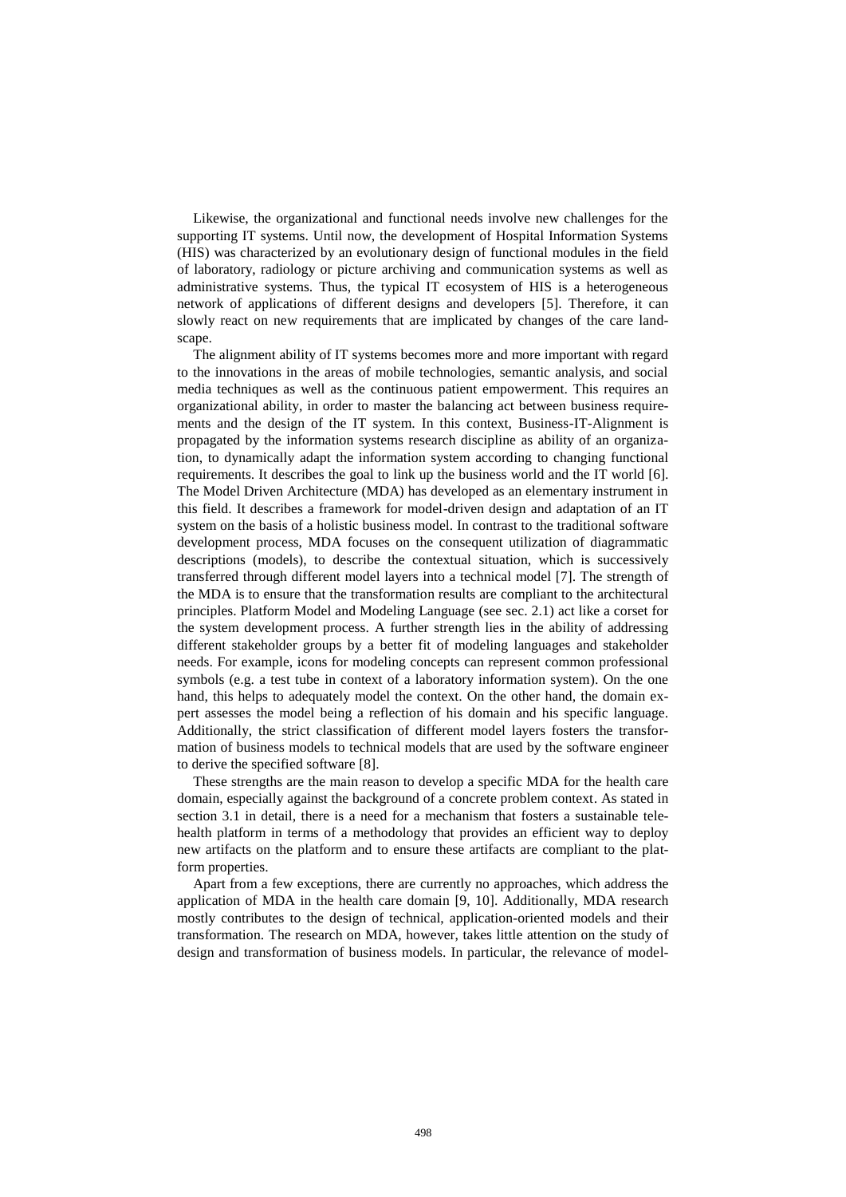Likewise, the organizational and functional needs involve new challenges for the supporting IT systems. Until now, the development of Hospital Information Systems (HIS) was characterized by an evolutionary design of functional modules in the field of laboratory, radiology or picture archiving and communication systems as well as administrative systems. Thus, the typical IT ecosystem of HIS is a heterogeneous network of applications of different designs and developers [5]. Therefore, it can slowly react on new requirements that are implicated by changes of the care landscape.

The alignment ability of IT systems becomes more and more important with regard to the innovations in the areas of mobile technologies, semantic analysis, and social media techniques as well as the continuous patient empowerment. This requires an organizational ability, in order to master the balancing act between business requirements and the design of the IT system. In this context, Business-IT-Alignment is propagated by the information systems research discipline as ability of an organization, to dynamically adapt the information system according to changing functional requirements. It describes the goal to link up the business world and the IT world [6]. The Model Driven Architecture (MDA) has developed as an elementary instrument in this field. It describes a framework for model-driven design and adaptation of an IT system on the basis of a holistic business model. In contrast to the traditional software development process, MDA focuses on the consequent utilization of diagrammatic descriptions (models), to describe the contextual situation, which is successively transferred through different model layers into a technical model [7]. The strength of the MDA is to ensure that the transformation results are compliant to the architectural principles. Platform Model and Modeling Language (see sec. 2.1) act like a corset for the system development process. A further strength lies in the ability of addressing different stakeholder groups by a better fit of modeling languages and stakeholder needs. For example, icons for modeling concepts can represent common professional symbols (e.g. a test tube in context of a laboratory information system). On the one hand, this helps to adequately model the context. On the other hand, the domain expert assesses the model being a reflection of his domain and his specific language. Additionally, the strict classification of different model layers fosters the transformation of business models to technical models that are used by the software engineer to derive the specified software [8].

These strengths are the main reason to develop a specific MDA for the health care domain, especially against the background of a concrete problem context. As stated in section 3.1 in detail, there is a need for a mechanism that fosters a sustainable telehealth platform in terms of a methodology that provides an efficient way to deploy new artifacts on the platform and to ensure these artifacts are compliant to the platform properties.

Apart from a few exceptions, there are currently no approaches, which address the application of MDA in the health care domain [9, 10]. Additionally, MDA research mostly contributes to the design of technical, application-oriented models and their transformation. The research on MDA, however, takes little attention on the study of design and transformation of business models. In particular, the relevance of model-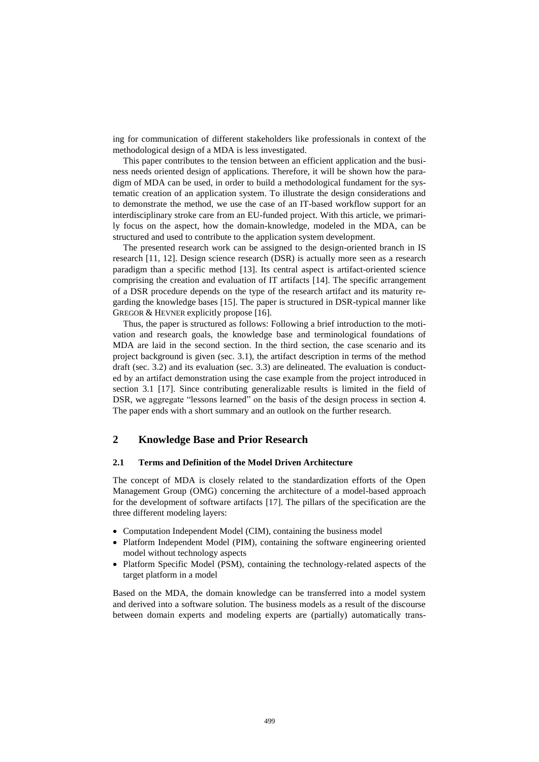ing for communication of different stakeholders like professionals in context of the methodological design of a MDA is less investigated.

This paper contributes to the tension between an efficient application and the business needs oriented design of applications. Therefore, it will be shown how the paradigm of MDA can be used, in order to build a methodological fundament for the systematic creation of an application system. To illustrate the design considerations and to demonstrate the method, we use the case of an IT-based workflow support for an interdisciplinary stroke care from an EU-funded project. With this article, we primarily focus on the aspect, how the domain-knowledge, modeled in the MDA, can be structured and used to contribute to the application system development.

The presented research work can be assigned to the design-oriented branch in IS research [11, 12]. Design science research (DSR) is actually more seen as a research paradigm than a specific method [13]. Its central aspect is artifact-oriented science comprising the creation and evaluation of IT artifacts [14]. The specific arrangement of a DSR procedure depends on the type of the research artifact and its maturity regarding the knowledge bases [15]. The paper is structured in DSR-typical manner like GREGOR & HEVNER explicitly propose [16].

Thus, the paper is structured as follows: Following a brief introduction to the motivation and research goals, the knowledge base and terminological foundations of MDA are laid in the second section. In the third section, the case scenario and its project background is given (sec. 3.1), the artifact description in terms of the method draft (sec. 3.2) and its evaluation (sec. 3.3) are delineated. The evaluation is conducted by an artifact demonstration using the case example from the project introduced in section 3.1 [17]. Since contributing generalizable results is limited in the field of DSR, we aggregate "lessons learned" on the basis of the design process in section 4. The paper ends with a short summary and an outlook on the further research.

## 2 Knowledge Base and Prior Research

### 2.1 Terms and Definition of the Model Driven Architecture

The concept of MDA is closely related to the standardization efforts of the Open Management Group (OMG) concerning the architecture of a model-based approach for the development of software artifacts [17]. The pillars of the specification are the three different modeling layers:

- Computation Independent Model (CIM), containing the business model
- Platform Independent Model (PIM), containing the software engineering oriented model without technology aspects
- Platform Specific Model (PSM), containing the technology-related aspects of the target platform in a model

Based on the MDA, the domain knowledge can be transferred into a model system and derived into a software solution. The business models as a result of the discourse between domain experts and modeling experts are (partially) automatically trans-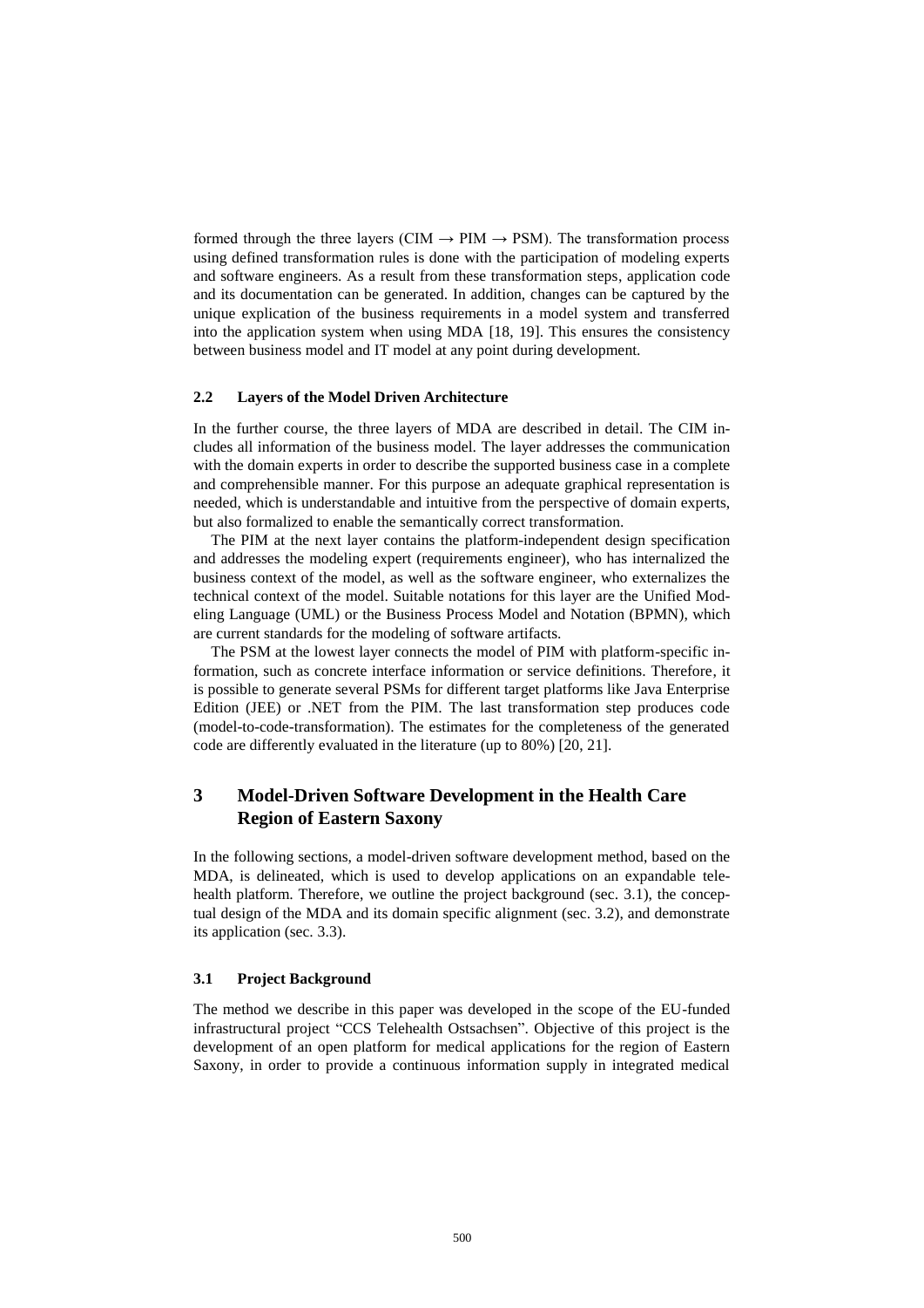formed through the three layers (CIM → PIM → PSM). The transformation process using defined transformation rules is done with the participation of modeling experts and software engineers. As a result from these transformation steps, application code and its documentation can be generated. In addition, changes can be captured by the unique explication of the business requirements in a model system and transferred into the application system when using MDA [18, 19]. This ensures the consistency between business model and IT model at any point during development.

### 2.2 Layers of the Model Driven Architecture

In the further course, the three layers of MDA are described in detail. The CIM includes all information of the business model. The layer addresses the communication with the domain experts in order to describe the supported business case in a complete and comprehensible manner. For this purpose an adequate graphical representation is needed, which is understandable and intuitive from the perspective of domain experts, but also formalized to enable the semantically correct transformation.

The PIM at the next layer contains the platform-independent design specification and addresses the modeling expert (requirements engineer), who has internalized the business context of the model, as well as the software engineer, who externalizes the technical context of the model. Suitable notations for this layer are the Unified Modeling Language (UML) or the Business Process Model and Notation (BPMN), which are current standards for the modeling of software artifacts.

The PSM at the lowest layer connects the model of PIM with platform-specific information, such as concrete interface information or service definitions. Therefore, it is possible to generate several PSMs for different target platforms like Java Enterprise Edition (JEE) or .NET from the PIM. The last transformation step produces code (model-to-code-transformation). The estimates for the completeness of the generated code are differently evaluated in the literature (up to 80%) [20, 21].

## 3 Model-Driven Software Development in the Health Care Region of Eastern Saxony

In the following sections, a model-driven software development method, based on the MDA, is delineated, which is used to develop applications on an expandable telehealth platform. Therefore, we outline the project background (sec. 3.1), the conceptual design of the MDA and its domain specific alignment (sec. 3.2), and demonstrate its application (sec. 3.3).

### 3.1 Project Background

The method we describe in this paper was developed in the scope of the EU-funded infrastructural project "CCS Telehealth Ostsachsen". Objective of this project is the development of an open platform for medical applications for the region of Eastern Saxony, in order to provide a continuous information supply in integrated medical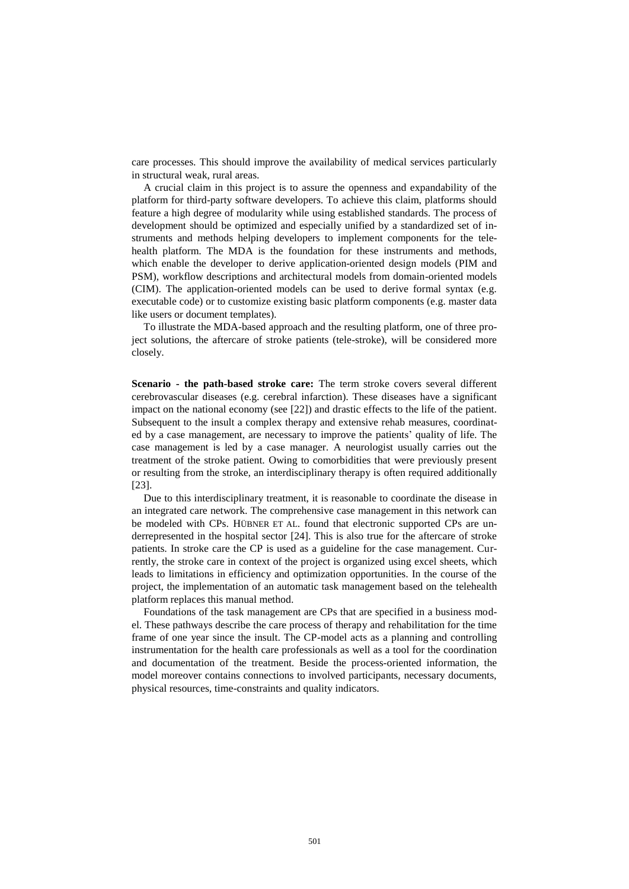care processes. This should improve the availability of medical services particularly in structural weak, rural areas.

A crucial claim in this project is to assure the openness and expandability of the platform for third-party software developers. To achieve this claim, platforms should feature a high degree of modularity while using established standards. The process of development should be optimized and especially unified by a standardized set of instruments and methods helping developers to implement components for the telehealth platform. The MDA is the foundation for these instruments and methods, which enable the developer to derive application-oriented design models (PIM and PSM), workflow descriptions and architectural models from domain-oriented models (CIM). The application-oriented models can be used to derive formal syntax (e.g. executable code) or to customize existing basic platform components (e.g. master data like users or document templates).

To illustrate the MDA-based approach and the resulting platform, one of three project solutions, the aftercare of stroke patients (tele-stroke), will be considered more closely.

**Scenario - the path-based stroke care:** The term stroke covers several different cerebrovascular diseases (e.g. cerebral infarction). These diseases have a significant impact on the national economy (see [22]) and drastic effects to the life of the patient. Subsequent to the insult a complex therapy and extensive rehab measures, coordinated by a case management, are necessary to improve the patients' quality of life. The case management is led by a case manager. A neurologist usually carries out the treatment of the stroke patient. Owing to comorbidities that were previously present or resulting from the stroke, an interdisciplinary therapy is often required additionally [23].

Due to this interdisciplinary treatment, it is reasonable to coordinate the disease in an integrated care network. The comprehensive case management in this network can be modeled with CPs. HÜBNER ET AL. found that electronic supported CPs are underrepresented in the hospital sector [24]. This is also true for the aftercare of stroke patients. In stroke care the CP is used as a guideline for the case management. Currently, the stroke care in context of the project is organized using excel sheets, which leads to limitations in efficiency and optimization opportunities. In the course of the project, the implementation of an automatic task management based on the telehealth platform replaces this manual method.

Foundations of the task management are CPs that are specified in a business model. These pathways describe the care process of therapy and rehabilitation for the time frame of one year since the insult. The CP-model acts as a planning and controlling instrumentation for the health care professionals as well as a tool for the coordination and documentation of the treatment. Beside the process-oriented information, the model moreover contains connections to involved participants, necessary documents, physical resources, time-constraints and quality indicators.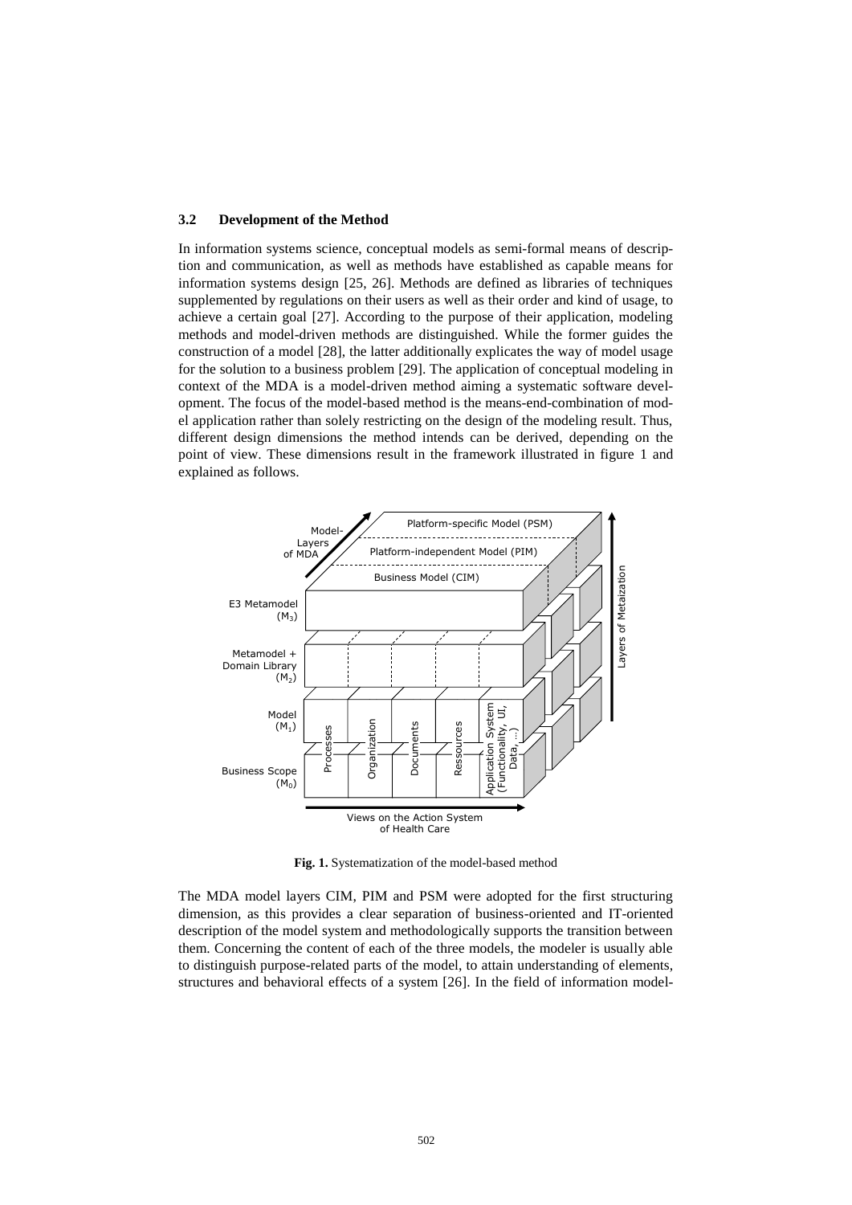### 3.2 Development of the Method

In information systems science, conceptual models as semi-formal means of description and communication, as well as methods have established as capable means for information systems design [25, 26]. Methods are defined as libraries of techniques supplemented by regulations on their users as well as their order and kind of usage, to achieve a certain goal [27]. According to the purpose of their application, modeling methods and model-driven methods are distinguished. While the former guides the construction of a model [28], the latter additionally explicates the way of model usage for the solution to a business problem [29]. The application of conceptual modeling in context of the MDA is a model-driven method aiming a systematic software development. The focus of the model-based method is the means-end-combination of model application rather than solely restricting on the design of the modeling result. Thus, different design dimensions the method intends can be derived, depending on the point of view. These dimensions result in the framework illustrated in figure 1 and explained as follows.

**Fig. 1.** Systematization of the model-based method

The MDA model layers CIM, PIM and PSM were adopted for the first structuring dimension, as this provides a clear separation of business-oriented and IT-oriented description of the model system and methodologically supports the transition between them. Concerning the content of each of the three models, the modeler is usually able to distinguish purpose-related parts of the model, to attain understanding of elements, structures and behavioral effects of a system [26]. In the field of information model-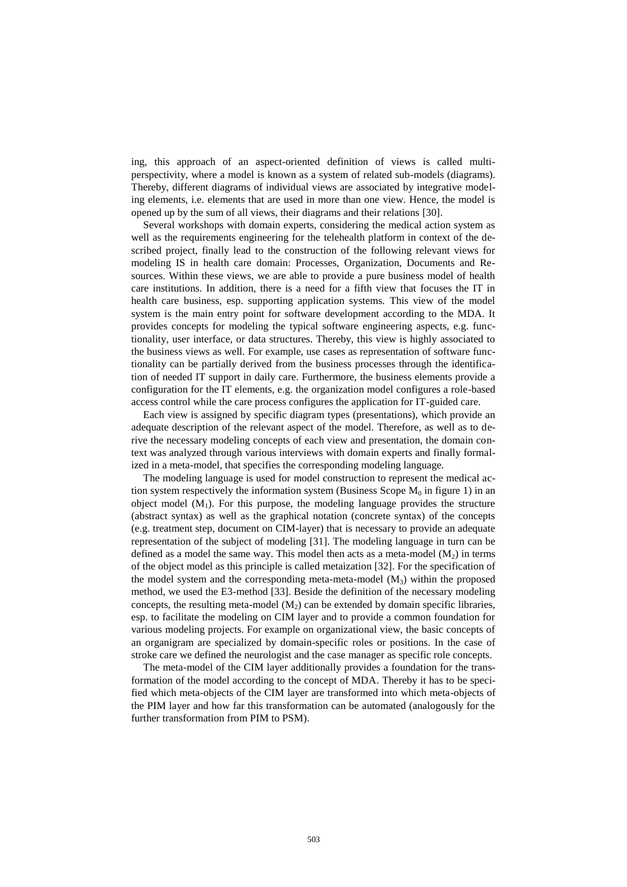ing, this approach of an aspect-oriented definition of views is called multi-perspectivity, where a model is known as a system of related sub-models (diagrams). Thereby, different diagrams of individual views are associated by integrative modeling elements, i.e. elements that are used in more than one view. Hence, the model is opened up by the sum of all views, their diagrams and their relations [30].

Several workshops with domain experts, considering the medical action system as well as the requirements engineering for the telehealth platform in context of the described project, finally lead to the construction of the following relevant views for modeling IS in health care domain: Processes, Organization, Documents and Resources. Within these views, we are able to provide a pure business model of health care institutions. In addition, there is a need for a fifth view that focuses the IT in health care business, esp. supporting application systems. This view of the model system is the main entry point for software development according to the MDA. It provides concepts for modeling the typical software engineering aspects, e.g. functionality, user interface, or data structures. Thereby, this view is highly associated to the business views as well. For example, use cases as representation of software functionality can be partially derived from the business processes through the identification of needed IT support in daily care. Furthermore, the business elements provide a configuration for the IT elements, e.g. the organization model configures a role-based access control while the care process configures the application for IT-guided care.

Each view is assigned by specific diagram types (presentations), which provide an adequate description of the relevant aspect of the model. Therefore, as well as to derive the necessary modeling concepts of each view and presentation, the domain context was analyzed through various interviews with domain experts and finally formalized in a meta-model, that specifies the corresponding modeling language.

The modeling language is used for model construction to represent the medical action system respectively the information system (Business Scope $M_0$ in figure 1) in an object model ($M_1$). For this purpose, the modeling language provides the structure (abstract syntax) as well as the graphical notation (concrete syntax) of the concepts (e.g. treatment step, document on CIM-layer) that is necessary to provide an adequate representation of the subject of modeling [31]. The modeling language in turn can be defined as a model the same way. This model then acts as a meta-model ($M_2$) in terms of the object model as this principle is called metaization [32]. For the specification of the model system and the corresponding meta-meta-model ($M_3$) within the proposed method, we used the E3-method [33]. Beside the definition of the necessary modeling concepts, the resulting meta-model ($M_2$) can be extended by domain specific libraries, esp. to facilitate the modeling on CIM layer and to provide a common foundation for various modeling projects. For example on organizational view, the basic concepts of an organigram are specialized by domain-specific roles or positions. In the case of stroke care we defined the neurologist and the case manager as specific role concepts.

The meta-model of the CIM layer additionally provides a foundation for the transformation of the model according to the concept of MDA. Thereby it has to be specified which meta-objects of the CIM layer are transformed into which meta-objects of the PIM layer and how far this transformation can be automated (analogously for the further transformation from PIM to PSM).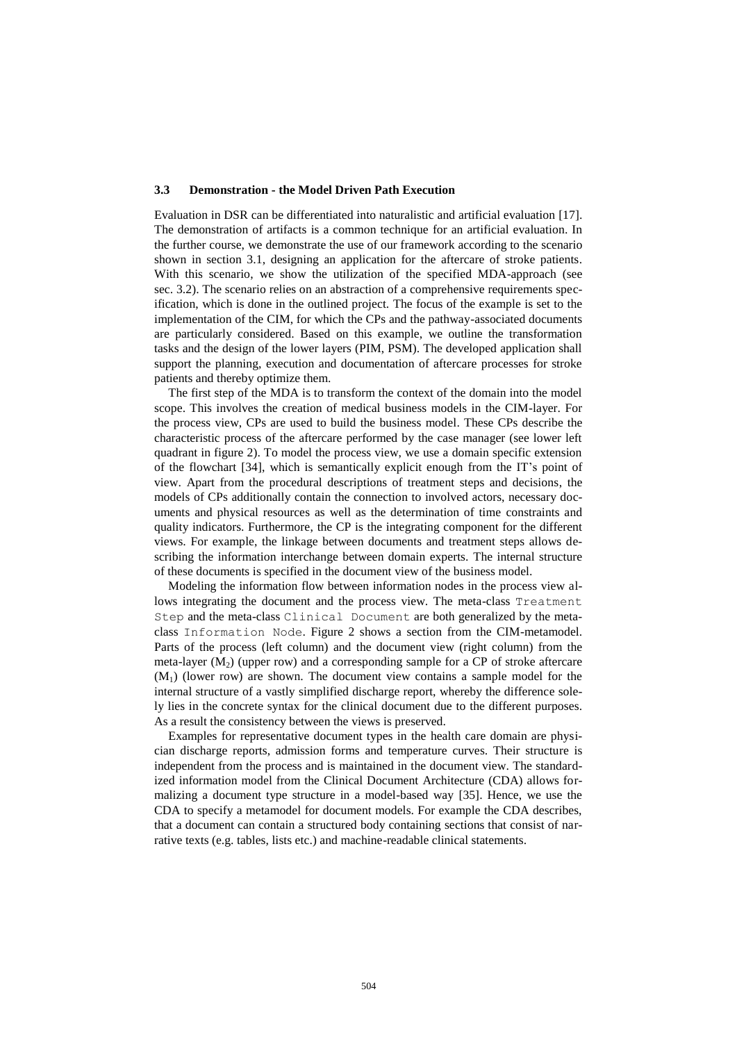### 3.3 Demonstration - the Model Driven Path Execution

Evaluation in DSR can be differentiated into naturalistic and artificial evaluation [17]. The demonstration of artifacts is a common technique for an artificial evaluation. In the further course, we demonstrate the use of our framework according to the scenario shown in section 3.1, designing an application for the aftercare of stroke patients. With this scenario, we show the utilization of the specified MDA-approach (see sec. 3.2). The scenario relies on an abstraction of a comprehensive requirements specification, which is done in the outlined project. The focus of the example is set to the implementation of the CIM, for which the CPs and the pathway-associated documents are particularly considered. Based on this example, we outline the transformation tasks and the design of the lower layers (PIM, PSM). The developed application shall support the planning, execution and documentation of aftercare processes for stroke patients and thereby optimize them.

The first step of the MDA is to transform the context of the domain into the model scope. This involves the creation of medical business models in the CIM-layer. For the process view, CPs are used to build the business model. These CPs describe the characteristic process of the aftercare performed by the case manager (see lower left quadrant in figure 2). To model the process view, we use a domain specific extension of the flowchart [34], which is semantically explicit enough from the IT's point of view. Apart from the procedural descriptions of treatment steps and decisions, the models of CPs additionally contain the connection to involved actors, necessary documents and physical resources as well as the determination of time constraints and quality indicators. Furthermore, the CP is the integrating component for the different views. For example, the linkage between documents and treatment steps allows describing the information interchange between domain experts. The internal structure of these documents is specified in the document view of the business model.

Modeling the information flow between information nodes in the process view allows integrating the document and the process view. The meta-class `Treatment Step` and the meta-class `Clinical Document` are both generalized by the meta-class `Information Node`. Figure 2 shows a section from the CIM-metamodel. Parts of the process (left column) and the document view (right column) from the meta-layer ($M_2$) (upper row) and a corresponding sample for a CP of stroke aftercare ($M_1$) (lower row) are shown. The document view contains a sample model for the internal structure of a vastly simplified discharge report, whereby the difference solely lies in the concrete syntax for the clinical document due to the different purposes. As a result the consistency between the views is preserved.

Examples for representative document types in the health care domain are physician discharge reports, admission forms and temperature curves. Their structure is independent from the process and is maintained in the document view. The standardized information model from the Clinical Document Architecture (CDA) allows formalizing a document type structure in a model-based way [35]. Hence, we use the CDA to specify a metamodel for document models. For example the CDA describes, that a document can contain a structured body containing sections that consist of narrative texts (e.g. tables, lists etc.) and machine-readable clinical statements.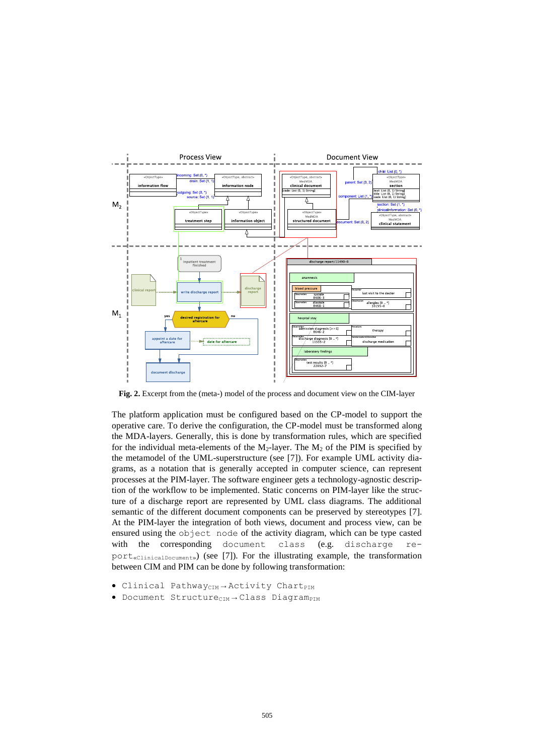**Fig. 2.** Excerpt from the (meta-) model of the process and document view on the CIM-layer

The platform application must be configured based on the CP-model to support the operative care. To derive the configuration, the CP-model must be transformed along the MDA-layers. Generally, this is done by transformation rules, which are specified for the individual meta-elements of the $M_2$-layer. The $M_2$ of the PIM is specified by the metamodel of the UML-superstructure (see [7]). For example UML activity diagrams, as a notation that is generally accepted in computer science, can represent processes at the PIM-layer. The software engineer gets a technology-agnostic description of the workflow to be implemented. Static concerns on PIM-layer like the structure of a discharge report are represented by UML class diagrams. The additional semantic of the different document components can be preserved by stereotypes [7]. At the PIM-layer the integration of both views, document and process view, can be ensured using the `object node` of the activity diagram, which can be type casted with the corresponding `document class` (e.g. `discharge report`$_{\text{«ClinicalDocument»}}$) (see [7]). For the illustrating example, the transformation between CIM and PIM can be done by following transformation:

- `Clinical Pathway`$_{\text{CIM}}$ → `Activity Chart`$_{\text{PIM}}$
- `Document Structure`$_{\text{CIM}}$ → `Class Diagram`$_{\text{PIM}}$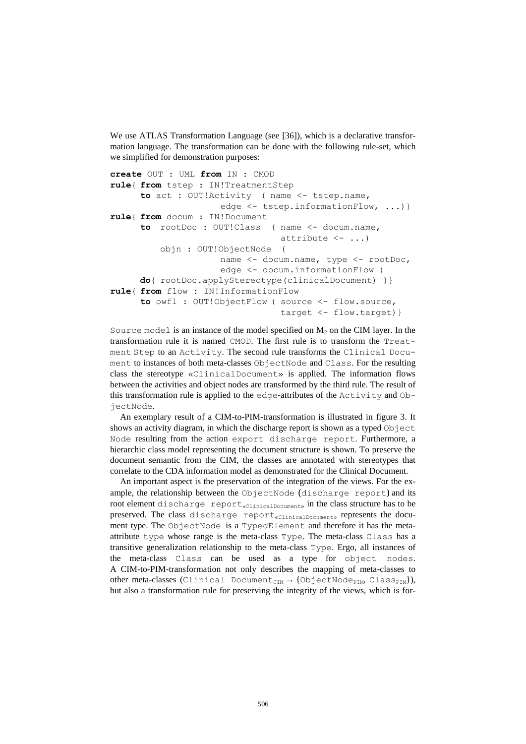We use ATLAS Transformation Language (see [36]), which is a declarative transformation language. The transformation can be done with the following rule-set, which we simplified for demonstration purposes:

```
create OUT : UML from IN : CMOD
rule{ from tstep : IN!TreatmentStep
      to act : OUT!Activity  ( name <- tstep.name,
                    edge <- tstep.informationFlow, ...)}
rule{ from docum : IN!Document
      to  rootDoc : OUT!Class  ( name <- docum.name,
                                attribute <- ...)
          objn : OUT!ObjectNode  (
                    name <- docum.name, type <- rootDoc,
                    edge <- docum.informationFlow )
      do{ rootDoc.applyStereotype(clinicalDocument) }}
rule{ from flow : IN!InformationFlow
      to owfl : OUT!ObjectFlow ( source <- flow.source,
                                target <- flow.target)}
```

Source model is an instance of the model specified on $M_2$ on the CIM layer. In the transformation rule it is named CMOD. The first rule is to transform the Treatment Step to an Activity. The second rule transforms the Clinical Document to instances of both meta-classes ObjectNode and Class. For the resulting class the stereotype «ClinicalDocument» is applied. The information flows between the activities and object nodes are transformed by the third rule. The result of this transformation rule is applied to the edge-attributes of the Activity and ObjectNode.

An exemplary result of a CIM-to-PIM-transformation is illustrated in figure 3. It shows an activity diagram, in which the discharge report is shown as a typed Object Node resulting from the action export discharge report. Furthermore, a hierarchic class model representing the document structure is shown. To preserve the document semantic from the CIM, the classes are annotated with stereotypes that correlate to the CDA information model as demonstrated for the Clinical Document.

An important aspect is the preservation of the integration of the views. For the example, the relationship between the ObjectNode (discharge report) and its root element discharge report$_{«ClinicalDocument»}$ in the class structure has to be preserved. The class discharge report$_{«ClinicalDocument»}$ represents the document type. The ObjectNode is a TypedElement and therefore it has the meta-attribute type whose range is the meta-class Type. The meta-class Class has a transitive generalization relationship to the meta-class Type. Ergo, all instances of the meta-class Class can be used as a type for object nodes. A CIM-to-PIM-transformation not only describes the mapping of meta-classes to other meta-classes (Clinical Document$_{CIM}$ → {ObjectNode$_{PIM}$, Class$_{PIM}$}), but also a transformation rule for preserving the integrity of the views, which is for-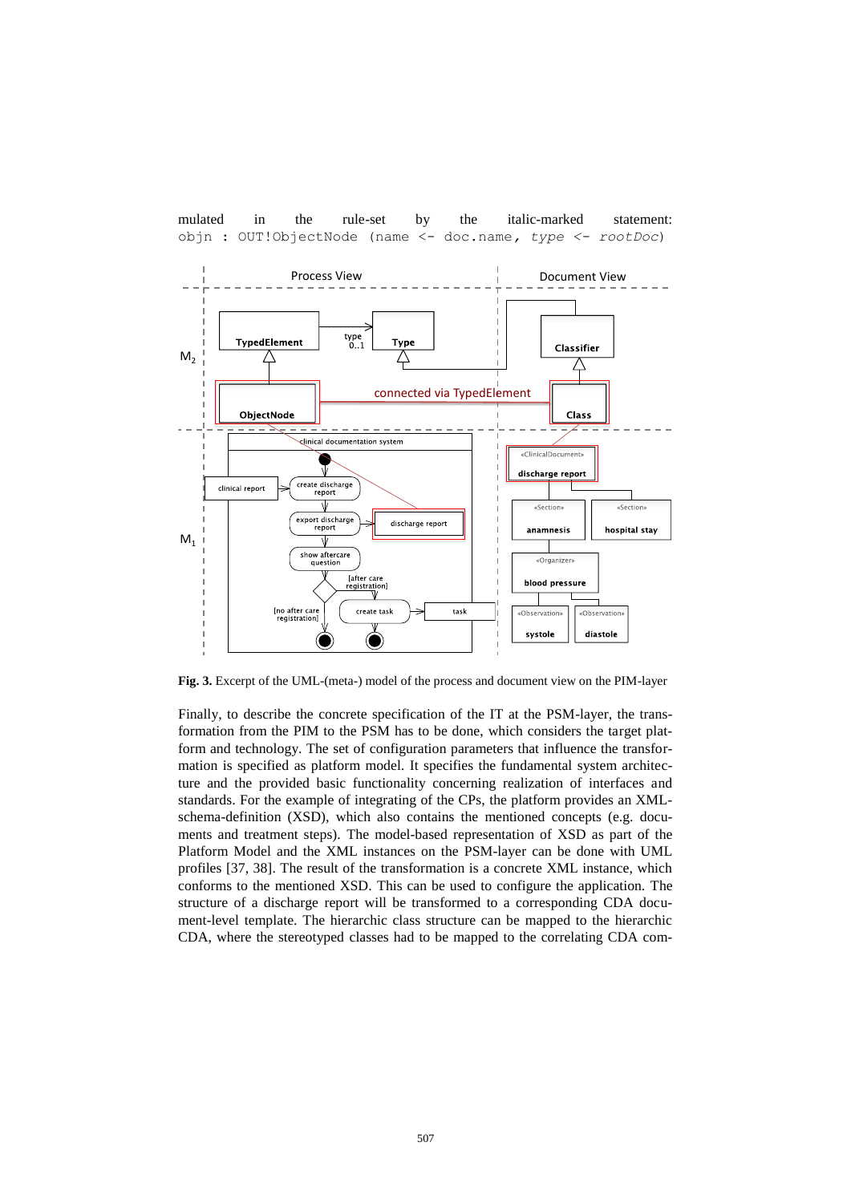mulated in the rule-set by the italic-marked statement: `objn : OUT!ObjectNode (name <- doc.name, type <- rootDoc)`

Fig. 3. Excerpt of the UML-(meta-) model of the process and document view on the PIM-layer

Finally, to describe the concrete specification of the IT at the PSM-layer, the transformation from the PIM to the PSM has to be done, which considers the target platform and technology. The set of configuration parameters that influence the transformation is specified as platform model. It specifies the fundamental system architecture and the provided basic functionality concerning realization of interfaces and standards. For the example of integrating of the CPs, the platform provides an XML-schema-definition (XSD), which also contains the mentioned concepts (e.g. documents and treatment steps). The model-based representation of XSD as part of the Platform Model and the XML instances on the PSM-layer can be done with UML profiles [37, 38]. The result of the transformation is a concrete XML instance, which conforms to the mentioned XSD. This can be used to configure the application. The structure of a discharge report will be transformed to a corresponding CDA document-level template. The hierarchic class structure can be mapped to the hierarchic CDA, where the stereotyped classes had to be mapped to the correlating CDA com-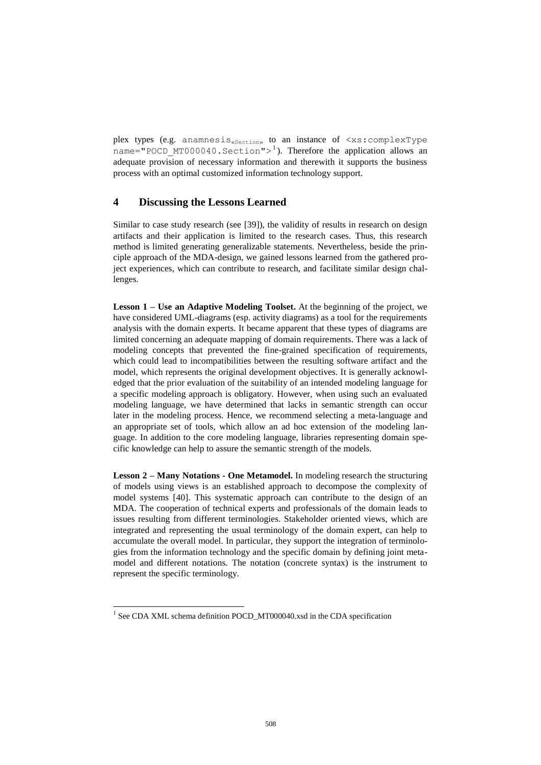plex types (e.g. `anamnesis«Section»` to an instance of `<xs:complexType name="POCD_MT000040.Section">`[1]). Therefore the application allows an adequate provision of necessary information and therewith it supports the business process with an optimal customized information technology support.

## 4 Discussing the Lessons Learned

Similar to case study research (see [39]), the validity of results in research on design artifacts and their application is limited to the research cases. Thus, this research method is limited generating generalizable statements. Nevertheless, beside the principle approach of the MDA-design, we gained lessons learned from the gathered project experiences, which can contribute to research, and facilitate similar design challenges.

**Lesson 1 – Use an Adaptive Modeling Toolset.** At the beginning of the project, we have considered UML-diagrams (esp. activity diagrams) as a tool for the requirements analysis with the domain experts. It became apparent that these types of diagrams are limited concerning an adequate mapping of domain requirements. There was a lack of modeling concepts that prevented the fine-grained specification of requirements, which could lead to incompatibilities between the resulting software artifact and the model, which represents the original development objectives. It is generally acknowledged that the prior evaluation of the suitability of an intended modeling language for a specific modeling approach is obligatory. However, when using such an evaluated modeling language, we have determined that lacks in semantic strength can occur later in the modeling process. Hence, we recommend selecting a meta-language and an appropriate set of tools, which allow an ad hoc extension of the modeling language. In addition to the core modeling language, libraries representing domain specific knowledge can help to assure the semantic strength of the models.

**Lesson 2 – Many Notations - One Metamodel.** In modeling research the structuring of models using views is an established approach to decompose the complexity of model systems [40]. This systematic approach can contribute to the design of an MDA. The cooperation of technical experts and professionals of the domain leads to issues resulting from different terminologies. Stakeholder oriented views, which are integrated and representing the usual terminology of the domain expert, can help to accumulate the overall model. In particular, they support the integration of terminologies from the information technology and the specific domain by defining joint metamodel and different notations. The notation (concrete syntax) is the instrument to represent the specific terminology.

---

[1] See CDA XML schema definition POCD_MT000040.xsd in the CDA specification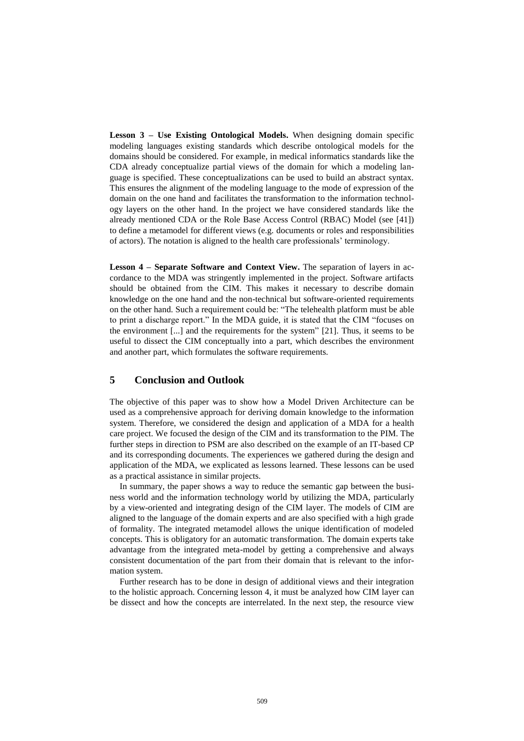**Lesson 3 – Use Existing Ontological Models.** When designing domain specific modeling languages existing standards which describe ontological models for the domains should be considered. For example, in medical informatics standards like the CDA already conceptualize partial views of the domain for which a modeling language is specified. These conceptualizations can be used to build an abstract syntax. This ensures the alignment of the modeling language to the mode of expression of the domain on the one hand and facilitates the transformation to the information technology layers on the other hand. In the project we have considered standards like the already mentioned CDA or the Role Base Access Control (RBAC) Model (see [41]) to define a metamodel for different views (e.g. documents or roles and responsibilities of actors). The notation is aligned to the health care professionals' terminology.

**Lesson 4 – Separate Software and Context View.** The separation of layers in accordance to the MDA was stringently implemented in the project. Software artifacts should be obtained from the CIM. This makes it necessary to describe domain knowledge on the one hand and the non-technical but software-oriented requirements on the other hand. Such a requirement could be: "The telehealth platform must be able to print a discharge report." In the MDA guide, it is stated that the CIM "focuses on the environment [...] and the requirements for the system" [21]. Thus, it seems to be useful to dissect the CIM conceptually into a part, which describes the environment and another part, which formulates the software requirements.

## 5 Conclusion and Outlook

The objective of this paper was to show how a Model Driven Architecture can be used as a comprehensive approach for deriving domain knowledge to the information system. Therefore, we considered the design and application of a MDA for a health care project. We focused the design of the CIM and its transformation to the PIM. The further steps in direction to PSM are also described on the example of an IT-based CP and its corresponding documents. The experiences we gathered during the design and application of the MDA, we explicated as lessons learned. These lessons can be used as a practical assistance in similar projects.

In summary, the paper shows a way to reduce the semantic gap between the business world and the information technology world by utilizing the MDA, particularly by a view-oriented and integrating design of the CIM layer. The models of CIM are aligned to the language of the domain experts and are also specified with a high grade of formality. The integrated metamodel allows the unique identification of modeled concepts. This is obligatory for an automatic transformation. The domain experts take advantage from the integrated meta-model by getting a comprehensive and always consistent documentation of the part from their domain that is relevant to the information system.

Further research has to be done in design of additional views and their integration to the holistic approach. Concerning lesson 4, it must be analyzed how CIM layer can be dissect and how the concepts are interrelated. In the next step, the resource view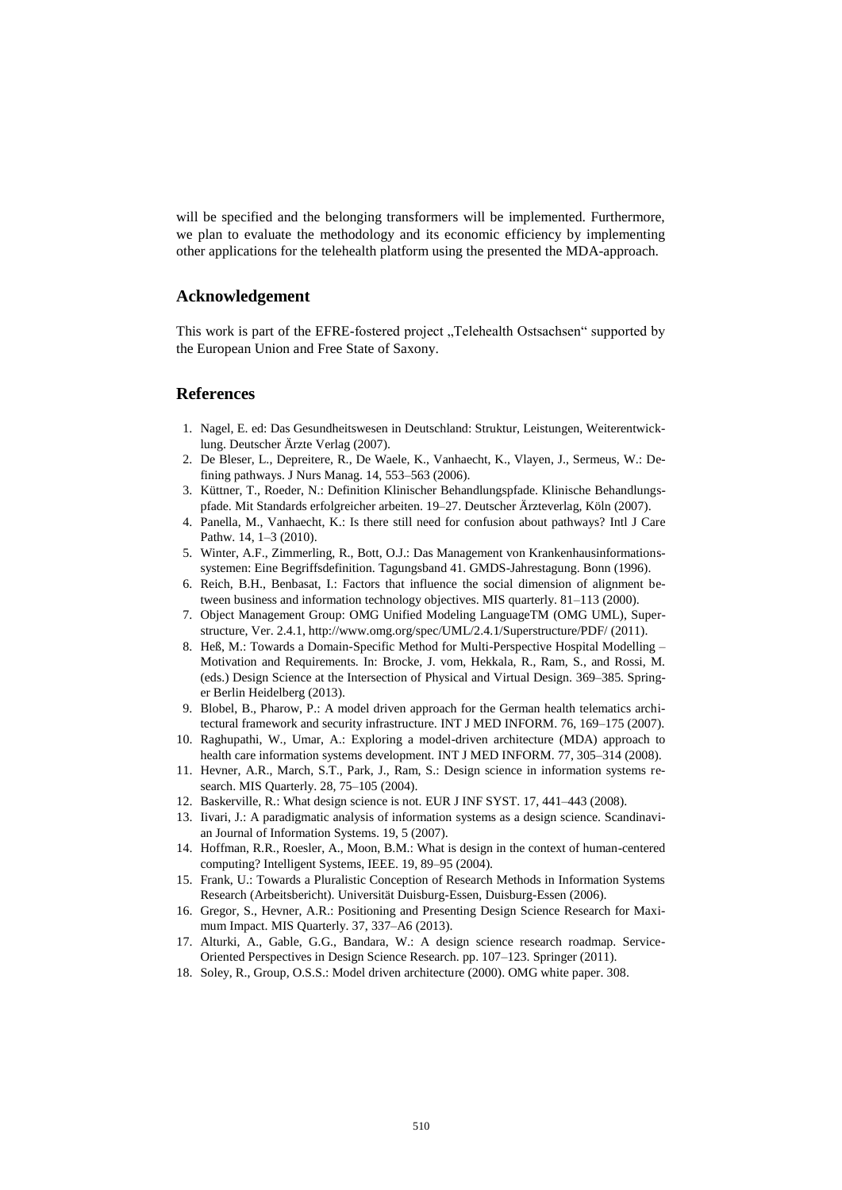will be specified and the belonging transformers will be implemented. Furthermore, we plan to evaluate the methodology and its economic efficiency by implementing other applications for the telehealth platform using the presented the MDA-approach.

## Acknowledgement

This work is part of the EFRE-fostered project „Telehealth Ostsachsen“ supported by the European Union and Free State of Saxony.

## References

1. Nagel, E. ed: Das Gesundheitswesen in Deutschland: Struktur, Leistungen, Weiterentwicklung. Deutscher Ärzte Verlag (2007).
2. De Bleser, L., Depreitere, R., De Waele, K., Vanhaecht, K., Vlayen, J., Sermeus, W.: Defining pathways. J Nurs Manag. 14, 553–563 (2006).
3. Küttner, T., Roeder, N.: Definition Klinischer Behandlungspfade. Klinische Behandlungspfade. Mit Standards erfolgreicher arbeiten. 19–27. Deutscher Ärzteverlag, Köln (2007).
4. Panella, M., Vanhaecht, K.: Is there still need for confusion about pathways? Intl J Care Pathw. 14, 1–3 (2010).
5. Winter, A.F., Zimmerling, R., Bott, O.J.: Das Management von Krankenhausinformationssystemen: Eine Begriffsdefinition. Tagungsband 41. GMDS-Jahrestagung. Bonn (1996).
6. Reich, B.H., Benbasat, I.: Factors that influence the social dimension of alignment between business and information technology objectives. MIS quarterly. 81–113 (2000).
7. Object Management Group: OMG Unified Modeling LanguageTM (OMG UML), Superstructure, Ver. 2.4.1, http://www.omg.org/spec/UML/2.4.1/Superstructure/PDF/ (2011).
8. Heß, M.: Towards a Domain-Specific Method for Multi-Perspective Hospital Modelling – Motivation and Requirements. In: Brocke, J. vom, Hekkala, R., Ram, S., and Rossi, M. (eds.) Design Science at the Intersection of Physical and Virtual Design. 369–385. Springer Berlin Heidelberg (2013).
9. Blobel, B., Pharow, P.: A model driven approach for the German health telematics architectural framework and security infrastructure. INT J MED INFORM. 76, 169–175 (2007).
10. Raghupathi, W., Umar, A.: Exploring a model-driven architecture (MDA) approach to health care information systems development. INT J MED INFORM. 77, 305–314 (2008).
11. Hevner, A.R., March, S.T., Park, J., Ram, S.: Design science in information systems research. MIS Quarterly. 28, 75–105 (2004).
12. Baskerville, R.: What design science is not. EUR J INF SYST. 17, 441–443 (2008).
13. Iivari, J.: A paradigmatic analysis of information systems as a design science. Scandinavian Journal of Information Systems. 19, 5 (2007).
14. Hoffman, R.R., Roesler, A., Moon, B.M.: What is design in the context of human-centered computing? Intelligent Systems, IEEE. 19, 89–95 (2004).
15. Frank, U.: Towards a Pluralistic Conception of Research Methods in Information Systems Research (Arbeitsbericht). Universität Duisburg-Essen, Duisburg-Essen (2006).
16. Gregor, S., Hevner, A.R.: Positioning and Presenting Design Science Research for Maximum Impact. MIS Quarterly. 37, 337–A6 (2013).
17. Alturki, A., Gable, G.G., Bandara, W.: A design science research roadmap. Service-Oriented Perspectives in Design Science Research. pp. 107–123. Springer (2011).
18. Soley, R., Group, O.S.S.: Model driven architecture (2000). OMG white paper. 308.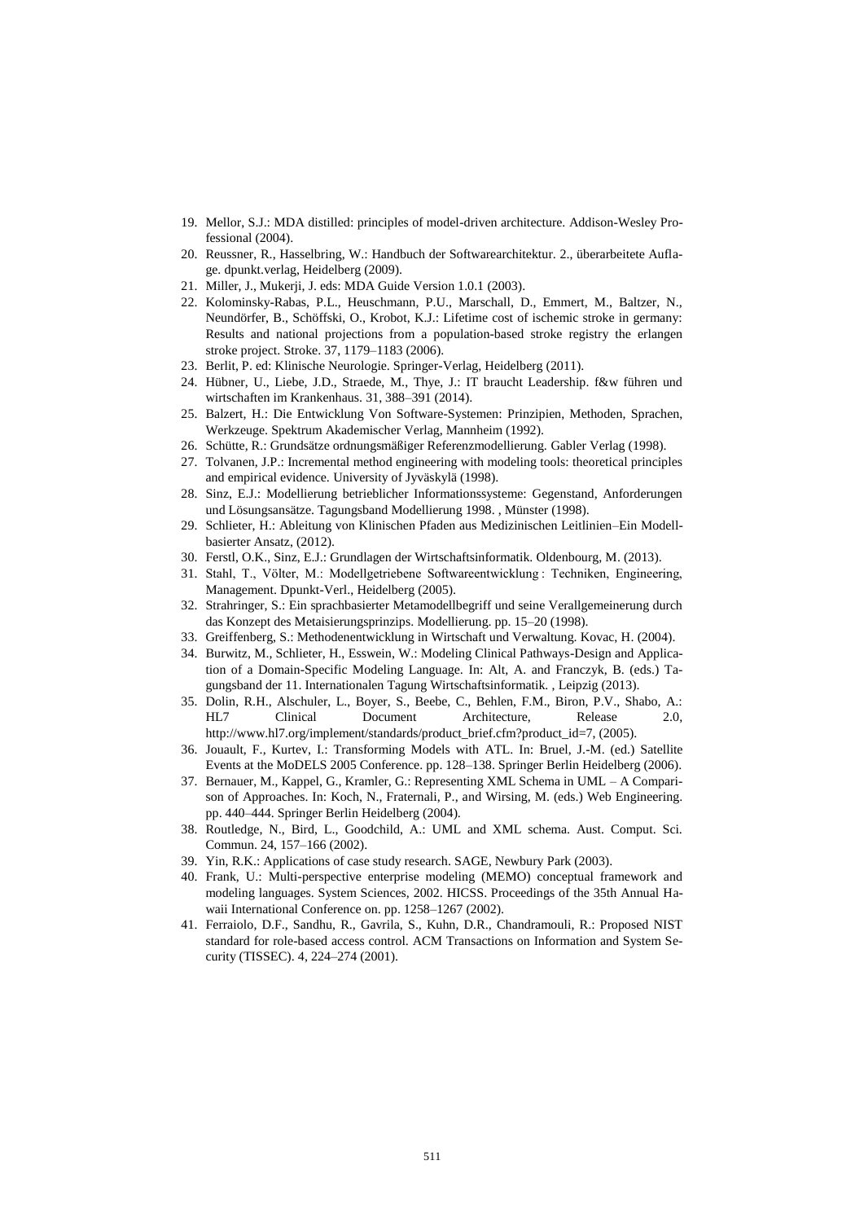19. Mellor, S.J.: MDA distilled: principles of model-driven architecture. Addison-Wesley Professional (2004).
20. Reussner, R., Hasselbring, W.: Handbuch der Softwarearchitektur. 2., überarbeitete Auflage. dpunkt.verlag, Heidelberg (2009).
21. Miller, J., Mukerji, J. eds: MDA Guide Version 1.0.1 (2003).
22. Kolominsky-Rabas, P.L., Heuschmann, P.U., Marschall, D., Emmert, M., Baltzer, N., Neundörfer, B., Schöffski, O., Krobot, K.J.: Lifetime cost of ischemic stroke in germany: Results and national projections from a population-based stroke registry the erlangen stroke project. Stroke. 37, 1179–1183 (2006).
23. Berlit, P. ed: Klinische Neurologie. Springer-Verlag, Heidelberg (2011).
24. Hübner, U., Liebe, J.D., Straede, M., Thye, J.: IT braucht Leadership. f&w führen und wirtschaften im Krankenhaus. 31, 388–391 (2014).
25. Balzert, H.: Die Entwicklung Von Software-Systemen: Prinzipien, Methoden, Sprachen, Werkzeuge. Spektrum Akademischer Verlag, Mannheim (1992).
26. Schütte, R.: Grundsätze ordnungsmäßiger Referenzmodellierung. Gabler Verlag (1998).
27. Tolvanen, J.P.: Incremental method engineering with modeling tools: theoretical principles and empirical evidence. University of Jyväskylä (1998).
28. Sinz, E.J.: Modellierung betrieblicher Informationssysteme: Gegenstand, Anforderungen und Lösungsansätze. Tagungsband Modellierung 1998. , Münster (1998).
29. Schlieter, H.: Ableitung von Klinischen Pfaden aus Medizinischen Leitlinien–Ein Modellbasierter Ansatz, (2012).
30. Ferstl, O.K., Sinz, E.J.: Grundlagen der Wirtschaftsinformatik. Oldenbourg, M. (2013).
31. Stahl, T., Völter, M.: Modellgetriebene Softwareentwicklung : Techniken, Engineering, Management. Dpunkt-Verl., Heidelberg (2005).
32. Strahringer, S.: Ein sprachbasierter Metamodellbegriff und seine Verallgemeinerung durch das Konzept des Metaisierungsprinzips. Modellierung. pp. 15–20 (1998).
33. Greiffenberg, S.: Methodenentwicklung in Wirtschaft und Verwaltung. Kovac, H. (2004).
34. Burwitz, M., Schlieter, H., Esswein, W.: Modeling Clinical Pathways-Design and Application of a Domain-Specific Modeling Language. In: Alt, A. and Franczyk, B. (eds.) Tagungsband der 11. Internationalen Tagung Wirtschaftsinformatik. , Leipzig (2013).
35. Dolin, R.H., Alschuler, L., Boyer, S., Beebe, C., Behlen, F.M., Biron, P.V., Shabo, A.: HL7 Clinical Document Architecture, Release 2.0, http://www.hl7.org/implement/standards/product_brief.cfm?product_id=7, (2005).
36. Jouault, F., Kurtev, I.: Transforming Models with ATL. In: Bruel, J.-M. (ed.) Satellite Events at the MoDELS 2005 Conference. pp. 128–138. Springer Berlin Heidelberg (2006).
37. Bernauer, M., Kappel, G., Kramler, G.: Representing XML Schema in UML – A Comparison of Approaches. In: Koch, N., Fraternali, P., and Wirsing, M. (eds.) Web Engineering. pp. 440–444. Springer Berlin Heidelberg (2004).
38. Routledge, N., Bird, L., Goodchild, A.: UML and XML schema. Aust. Comput. Sci. Commun. 24, 157–166 (2002).
39. Yin, R.K.: Applications of case study research. SAGE, Newbury Park (2003).
40. Frank, U.: Multi-perspective enterprise modeling (MEMO) conceptual framework and modeling languages. System Sciences, 2002. HICSS. Proceedings of the 35th Annual Hawaii International Conference on. pp. 1258–1267 (2002).
41. Ferraiolo, D.F., Sandhu, R., Gavrila, S., Kuhn, D.R., Chandramouli, R.: Proposed NIST standard for role-based access control. ACM Transactions on Information and System Security (TISSEC). 4, 224–274 (2001).